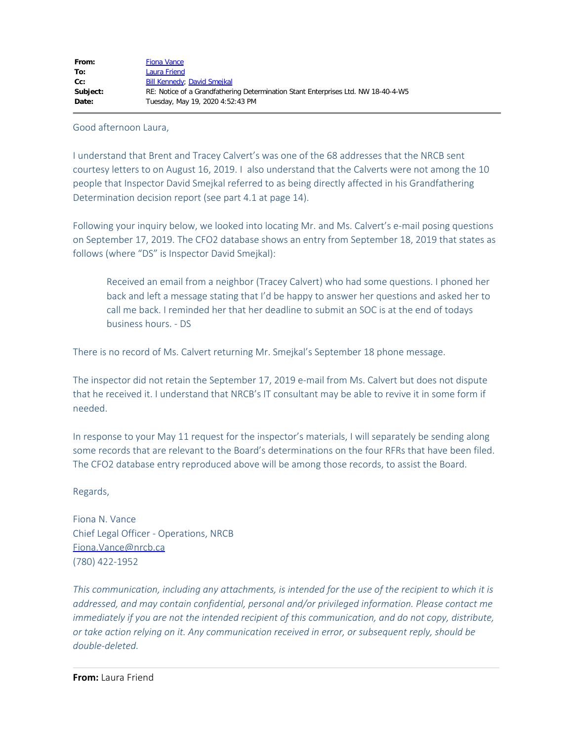| | |
|---|---|
| **From:** | Fiona Vance |
| **To:** | Laura Friend |
| **Cc:** | Bill Kennedy; David Smejkal |
| **Subject:** | RE: Notice of a Grandfathering Determination Stant Enterprises Ltd. NW 18-40-4-W5 |
| **Date:** | Tuesday, May 19, 2020 4:52:43 PM |

---

Good afternoon Laura,

I understand that Brent and Tracey Calvert's was one of the 68 addresses that the NRCB sent courtesy letters to on August 16, 2019. I also understand that the Calverts were not among the 10 people that Inspector David Smejkal referred to as being directly affected in his Grandfathering Determination decision report (see part 4.1 at page 14).

Following your inquiry below, we looked into locating Mr. and Ms. Calvert's e-mail posing questions on September 17, 2019. The CFO2 database shows an entry from September 18, 2019 that states as follows (where "DS" is Inspector David Smejkal):

> Received an email from a neighbor (Tracey Calvert) who had some questions. I phoned her back and left a message stating that I'd be happy to answer her questions and asked her to call me back. I reminded her that her deadline to submit an SOC is at the end of todays business hours. - DS

There is no record of Ms. Calvert returning Mr. Smejkal's September 18 phone message.

The inspector did not retain the September 17, 2019 e-mail from Ms. Calvert but does not dispute that he received it. I understand that NRCB's IT consultant may be able to revive it in some form if needed.

In response to your May 11 request for the inspector's materials, I will separately be sending along some records that are relevant to the Board's determinations on the four RFRs that have been filed. The CFO2 database entry reproduced above will be among those records, to assist the Board.

Regards,

Fiona N. Vance
Chief Legal Officer - Operations, NRCB
Fiona.Vance@nrcb.ca
(780) 422-1952

*This communication, including any attachments, is intended for the use of the recipient to which it is addressed, and may contain confidential, personal and/or privileged information. Please contact me immediately if you are not the intended recipient of this communication, and do not copy, distribute, or take action relying on it. Any communication received in error, or subsequent reply, should be double-deleted.*

---

**From:** Laura Friend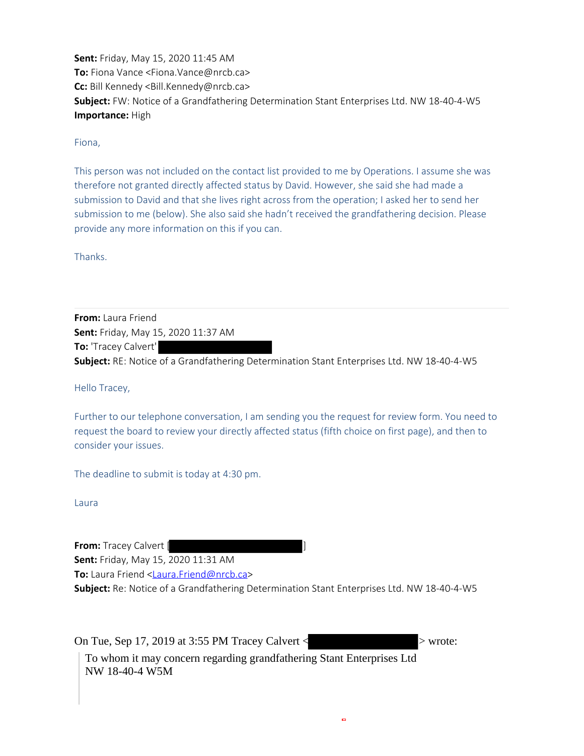**Sent:** Friday, May 15, 2020 11:45 AM
**To:** Fiona Vance <Fiona.Vance@nrcb.ca>
**Cc:** Bill Kennedy <Bill.Kennedy@nrcb.ca>
**Subject:** FW: Notice of a Grandfathering Determination Stant Enterprises Ltd. NW 18-40-4-W5
**Importance:** High

Fiona,

This person was not included on the contact list provided to me by Operations. I assume she was therefore not granted directly affected status by David. However, she said she had made a submission to David and that she lives right across from the operation; I asked her to send her submission to me (below). She also said she hadn't received the grandfathering decision. Please provide any more information on this if you can.

Thanks.

---

**From:** Laura Friend
**Sent:** Friday, May 15, 2020 11:37 AM
**To:** 'Tracey Calvert' [REDACTED]
**Subject:** RE: Notice of a Grandfathering Determination Stant Enterprises Ltd. NW 18-40-4-W5

Hello Tracey,

Further to our telephone conversation, I am sending you the request for review form. You need to request the board to review your directly affected status (fifth choice on first page), and then to consider your issues.

The deadline to submit is today at 4:30 pm.

Laura

**From:** Tracey Calvert [REDACTED]
**Sent:** Friday, May 15, 2020 11:31 AM
**To:** Laura Friend <Laura.Friend@nrcb.ca>
**Subject:** Re: Notice of a Grandfathering Determination Stant Enterprises Ltd. NW 18-40-4-W5

On Tue, Sep 17, 2019 at 3:55 PM Tracey Calvert <[REDACTED]> wrote:

> To whom it may concern regarding grandfathering Stant Enterprises Ltd NW 18-40-4 W5M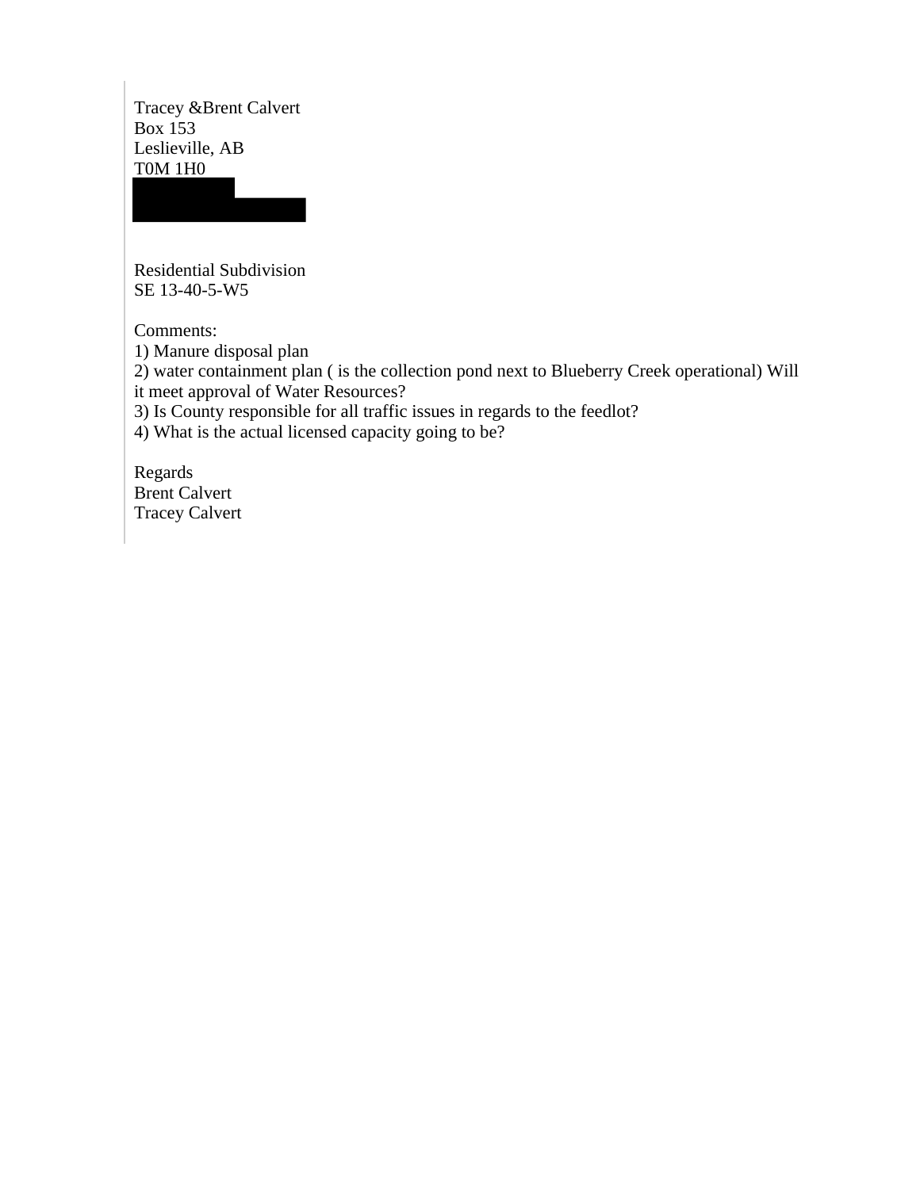Tracey &Brent Calvert
Box 153
Leslieville, AB
T0M 1H0

Residential Subdivision
SE 13-40-5-W5

Comments:
1) Manure disposal plan
2) water containment plan ( is the collection pond next to Blueberry Creek operational) Will it meet approval of Water Resources?
3) Is County responsible for all traffic issues in regards to the feedlot?
4) What is the actual licensed capacity going to be?

Regards
Brent Calvert
Tracey Calvert